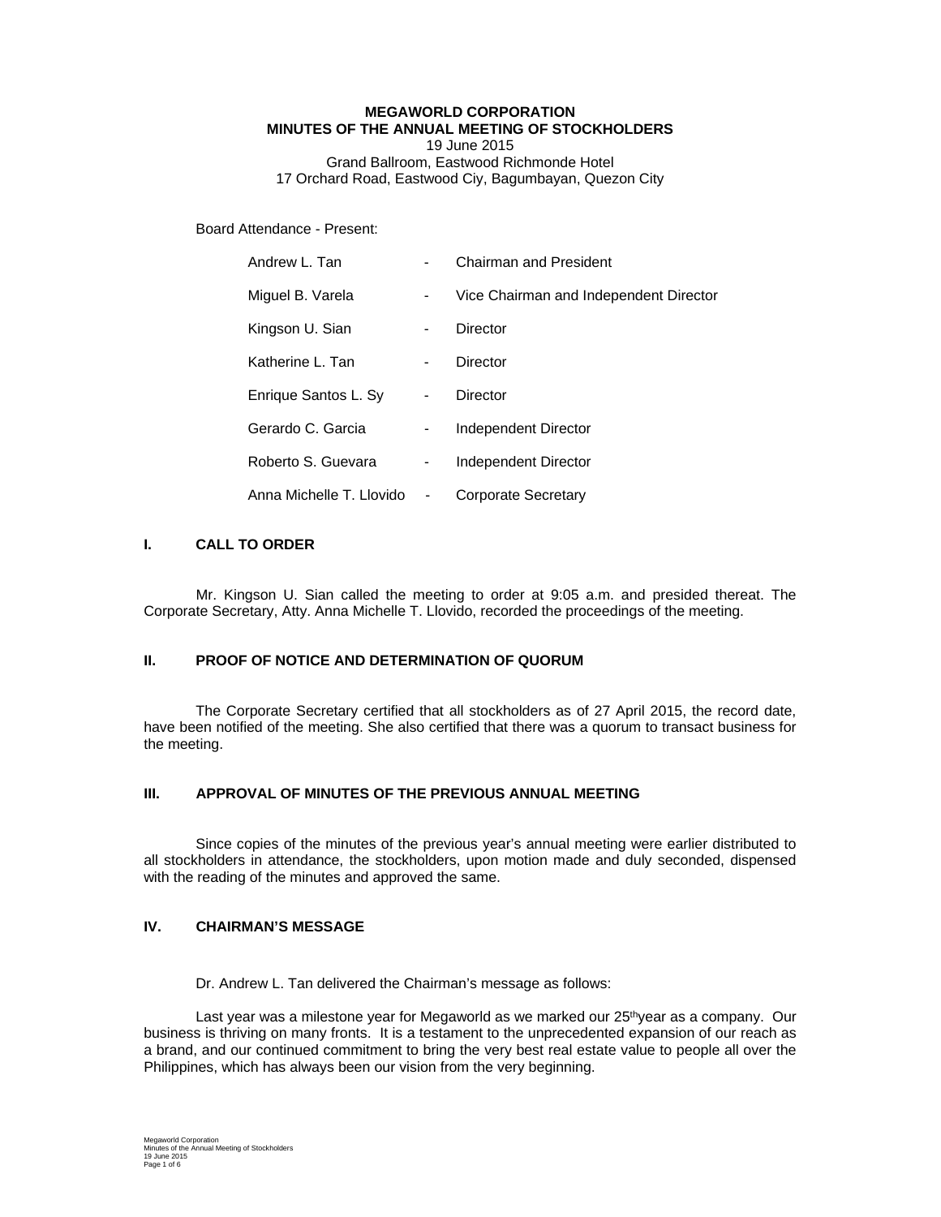**MEGAWORLD CORPORATION**
**MINUTES OF THE ANNUAL MEETING OF STOCKHOLDERS**
19 June 2015
Grand Ballroom, Eastwood Richmonde Hotel
17 Orchard Road, Eastwood Ciy, Bagumbayan, Quezon City

Board Attendance - Present:

| | | |
|---|---|---|
| Andrew L. Tan | - | Chairman and President |
| Miguel B. Varela | - | Vice Chairman and Independent Director |
| Kingson U. Sian | - | Director |
| Katherine L. Tan | - | Director |
| Enrique Santos L. Sy | - | Director |
| Gerardo C. Garcia | - | Independent Director |
| Roberto S. Guevara | - | Independent Director |
| Anna Michelle T. Llovido | - | Corporate Secretary |

## I. CALL TO ORDER

Mr. Kingson U. Sian called the meeting to order at 9:05 a.m. and presided thereat. The Corporate Secretary, Atty. Anna Michelle T. Llovido, recorded the proceedings of the meeting.

## II. PROOF OF NOTICE AND DETERMINATION OF QUORUM

The Corporate Secretary certified that all stockholders as of 27 April 2015, the record date, have been notified of the meeting. She also certified that there was a quorum to transact business for the meeting.

## III. APPROVAL OF MINUTES OF THE PREVIOUS ANNUAL MEETING

Since copies of the minutes of the previous year's annual meeting were earlier distributed to all stockholders in attendance, the stockholders, upon motion made and duly seconded, dispensed with the reading of the minutes and approved the same.

## IV. CHAIRMAN'S MESSAGE

Dr. Andrew L. Tan delivered the Chairman's message as follows:

Last year was a milestone year for Megaworld as we marked our 25th year as a company. Our business is thriving on many fronts. It is a testament to the unprecedented expansion of our reach as a brand, and our continued commitment to bring the very best real estate value to people all over the Philippines, which has always been our vision from the very beginning.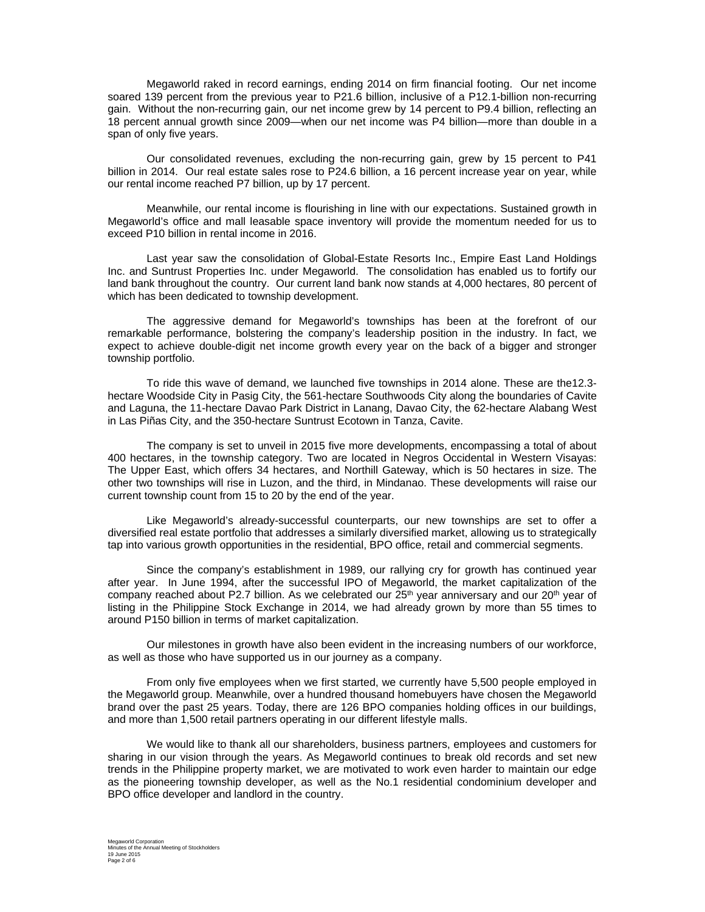Megaworld raked in record earnings, ending 2014 on firm financial footing. Our net income soared 139 percent from the previous year to P21.6 billion, inclusive of a P12.1-billion non-recurring gain. Without the non-recurring gain, our net income grew by 14 percent to P9.4 billion, reflecting an 18 percent annual growth since 2009—when our net income was P4 billion—more than double in a span of only five years.

Our consolidated revenues, excluding the non-recurring gain, grew by 15 percent to P41 billion in 2014. Our real estate sales rose to P24.6 billion, a 16 percent increase year on year, while our rental income reached P7 billion, up by 17 percent.

Meanwhile, our rental income is flourishing in line with our expectations. Sustained growth in Megaworld's office and mall leasable space inventory will provide the momentum needed for us to exceed P10 billion in rental income in 2016.

Last year saw the consolidation of Global-Estate Resorts Inc., Empire East Land Holdings Inc. and Suntrust Properties Inc. under Megaworld. The consolidation has enabled us to fortify our land bank throughout the country. Our current land bank now stands at 4,000 hectares, 80 percent of which has been dedicated to township development.

The aggressive demand for Megaworld's townships has been at the forefront of our remarkable performance, bolstering the company's leadership position in the industry. In fact, we expect to achieve double-digit net income growth every year on the back of a bigger and stronger township portfolio.

To ride this wave of demand, we launched five townships in 2014 alone. These are the12.3-hectare Woodside City in Pasig City, the 561-hectare Southwoods City along the boundaries of Cavite and Laguna, the 11-hectare Davao Park District in Lanang, Davao City, the 62-hectare Alabang West in Las Piñas City, and the 350-hectare Suntrust Ecotown in Tanza, Cavite.

The company is set to unveil in 2015 five more developments, encompassing a total of about 400 hectares, in the township category. Two are located in Negros Occidental in Western Visayas: The Upper East, which offers 34 hectares, and Northill Gateway, which is 50 hectares in size. The other two townships will rise in Luzon, and the third, in Mindanao. These developments will raise our current township count from 15 to 20 by the end of the year.

Like Megaworld's already-successful counterparts, our new townships are set to offer a diversified real estate portfolio that addresses a similarly diversified market, allowing us to strategically tap into various growth opportunities in the residential, BPO office, retail and commercial segments.

Since the company's establishment in 1989, our rallying cry for growth has continued year after year. In June 1994, after the successful IPO of Megaworld, the market capitalization of the company reached about P2.7 billion. As we celebrated our 25th year anniversary and our 20th year of listing in the Philippine Stock Exchange in 2014, we had already grown by more than 55 times to around P150 billion in terms of market capitalization.

Our milestones in growth have also been evident in the increasing numbers of our workforce, as well as those who have supported us in our journey as a company.

From only five employees when we first started, we currently have 5,500 people employed in the Megaworld group. Meanwhile, over a hundred thousand homebuyers have chosen the Megaworld brand over the past 25 years. Today, there are 126 BPO companies holding offices in our buildings, and more than 1,500 retail partners operating in our different lifestyle malls.

We would like to thank all our shareholders, business partners, employees and customers for sharing in our vision through the years. As Megaworld continues to break old records and set new trends in the Philippine property market, we are motivated to work even harder to maintain our edge as the pioneering township developer, as well as the No.1 residential condominium developer and BPO office developer and landlord in the country.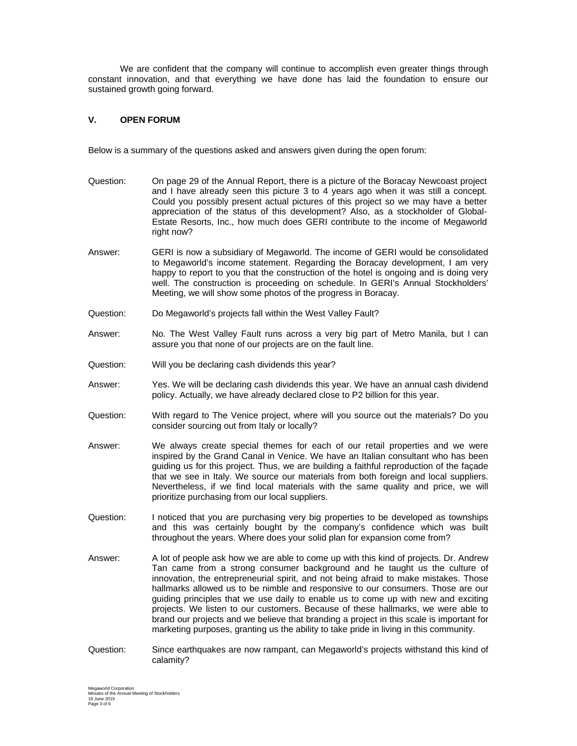We are confident that the company will continue to accomplish even greater things through constant innovation, and that everything we have done has laid the foundation to ensure our sustained growth going forward.

## V. OPEN FORUM

Below is a summary of the questions asked and answers given during the open forum:

**Question:** On page 29 of the Annual Report, there is a picture of the Boracay Newcoast project and I have already seen this picture 3 to 4 years ago when it was still a concept. Could you possibly present actual pictures of this project so we may have a better appreciation of the status of this development? Also, as a stockholder of Global-Estate Resorts, Inc., how much does GERI contribute to the income of Megaworld right now?

**Answer:** GERI is now a subsidiary of Megaworld. The income of GERI would be consolidated to Megaworld's income statement. Regarding the Boracay development, I am very happy to report to you that the construction of the hotel is ongoing and is doing very well. The construction is proceeding on schedule. In GERI's Annual Stockholders' Meeting, we will show some photos of the progress in Boracay.

**Question:** Do Megaworld's projects fall within the West Valley Fault?

**Answer:** No. The West Valley Fault runs across a very big part of Metro Manila, but I can assure you that none of our projects are on the fault line.

**Question:** Will you be declaring cash dividends this year?

**Answer:** Yes. We will be declaring cash dividends this year. We have an annual cash dividend policy. Actually, we have already declared close to P2 billion for this year.

**Question:** With regard to The Venice project, where will you source out the materials? Do you consider sourcing out from Italy or locally?

**Answer:** We always create special themes for each of our retail properties and we were inspired by the Grand Canal in Venice. We have an Italian consultant who has been guiding us for this project. Thus, we are building a faithful reproduction of the façade that we see in Italy. We source our materials from both foreign and local suppliers. Nevertheless, if we find local materials with the same quality and price, we will prioritize purchasing from our local suppliers.

**Question:** I noticed that you are purchasing very big properties to be developed as townships and this was certainly bought by the company's confidence which was built throughout the years. Where does your solid plan for expansion come from?

**Answer:** A lot of people ask how we are able to come up with this kind of projects. Dr. Andrew Tan came from a strong consumer background and he taught us the culture of innovation, the entrepreneurial spirit, and not being afraid to make mistakes. Those hallmarks allowed us to be nimble and responsive to our consumers. Those are our guiding principles that we use daily to enable us to come up with new and exciting projects. We listen to our customers. Because of these hallmarks, we were able to brand our projects and we believe that branding a project in this scale is important for marketing purposes, granting us the ability to take pride in living in this community.

**Question:** Since earthquakes are now rampant, can Megaworld's projects withstand this kind of calamity?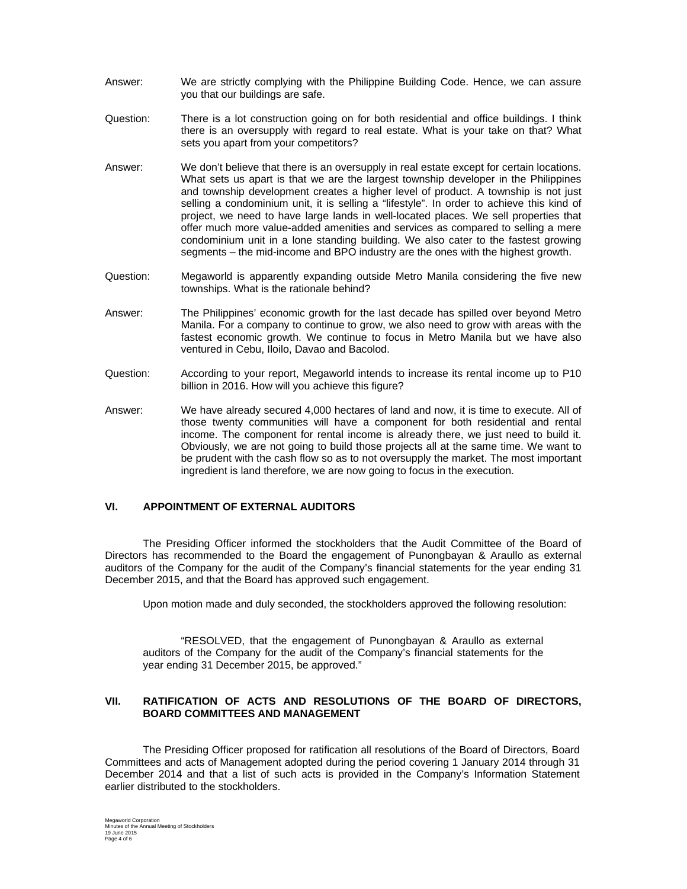Answer: We are strictly complying with the Philippine Building Code. Hence, we can assure you that our buildings are safe.

Question: There is a lot construction going on for both residential and office buildings. I think there is an oversupply with regard to real estate. What is your take on that? What sets you apart from your competitors?

Answer: We don't believe that there is an oversupply in real estate except for certain locations. What sets us apart is that we are the largest township developer in the Philippines and township development creates a higher level of product. A township is not just selling a condominium unit, it is selling a "lifestyle". In order to achieve this kind of project, we need to have large lands in well-located places. We sell properties that offer much more value-added amenities and services as compared to selling a mere condominium unit in a lone standing building. We also cater to the fastest growing segments – the mid-income and BPO industry are the ones with the highest growth.

Question: Megaworld is apparently expanding outside Metro Manila considering the five new townships. What is the rationale behind?

Answer: The Philippines' economic growth for the last decade has spilled over beyond Metro Manila. For a company to continue to grow, we also need to grow with areas with the fastest economic growth. We continue to focus in Metro Manila but we have also ventured in Cebu, Iloilo, Davao and Bacolod.

Question: According to your report, Megaworld intends to increase its rental income up to P10 billion in 2016. How will you achieve this figure?

Answer: We have already secured 4,000 hectares of land and now, it is time to execute. All of those twenty communities will have a component for both residential and rental income. The component for rental income is already there, we just need to build it. Obviously, we are not going to build those projects all at the same time. We want to be prudent with the cash flow so as to not oversupply the market. The most important ingredient is land therefore, we are now going to focus in the execution.

## VI. APPOINTMENT OF EXTERNAL AUDITORS

The Presiding Officer informed the stockholders that the Audit Committee of the Board of Directors has recommended to the Board the engagement of Punongbayan & Araullo as external auditors of the Company for the audit of the Company's financial statements for the year ending 31 December 2015, and that the Board has approved such engagement.

Upon motion made and duly seconded, the stockholders approved the following resolution:

> "RESOLVED, that the engagement of Punongbayan & Araullo as external auditors of the Company for the audit of the Company's financial statements for the year ending 31 December 2015, be approved."

## VII. RATIFICATION OF ACTS AND RESOLUTIONS OF THE BOARD OF DIRECTORS, BOARD COMMITTEES AND MANAGEMENT

The Presiding Officer proposed for ratification all resolutions of the Board of Directors, Board Committees and acts of Management adopted during the period covering 1 January 2014 through 31 December 2014 and that a list of such acts is provided in the Company's Information Statement earlier distributed to the stockholders.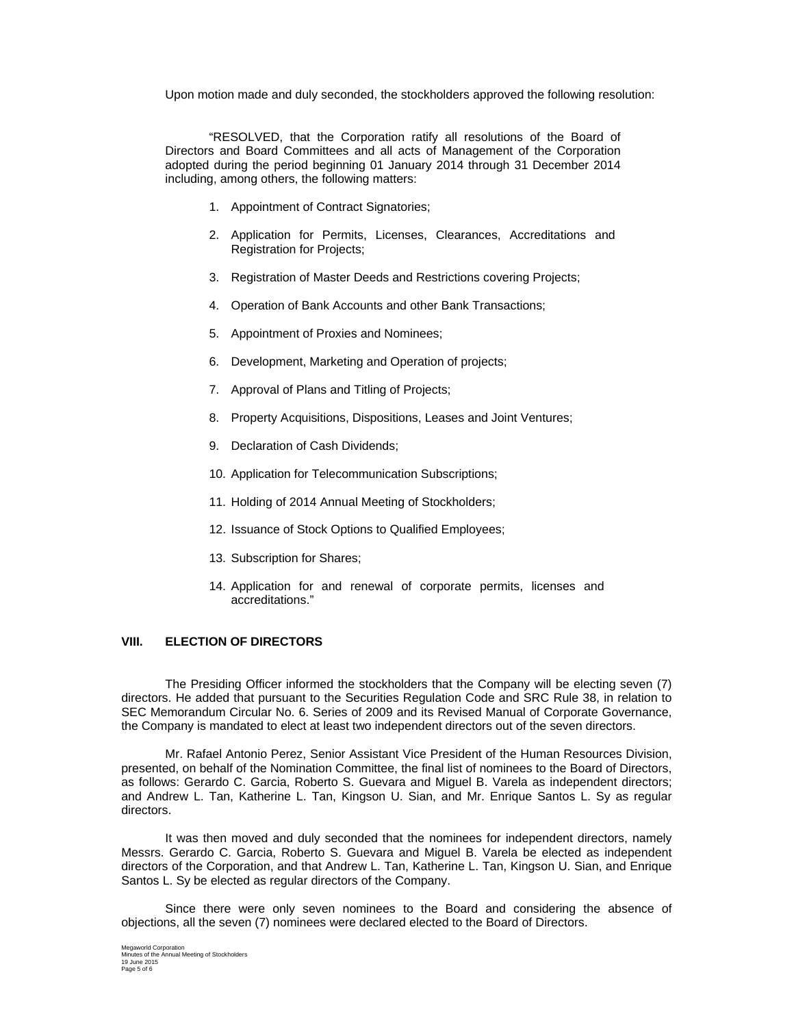Upon motion made and duly seconded, the stockholders approved the following resolution:

"RESOLVED, that the Corporation ratify all resolutions of the Board of Directors and Board Committees and all acts of Management of the Corporation adopted during the period beginning 01 January 2014 through 31 December 2014 including, among others, the following matters:

1. Appointment of Contract Signatories;
2. Application for Permits, Licenses, Clearances, Accreditations and Registration for Projects;
3. Registration of Master Deeds and Restrictions covering Projects;
4. Operation of Bank Accounts and other Bank Transactions;
5. Appointment of Proxies and Nominees;
6. Development, Marketing and Operation of projects;
7. Approval of Plans and Titling of Projects;
8. Property Acquisitions, Dispositions, Leases and Joint Ventures;
9. Declaration of Cash Dividends;
10. Application for Telecommunication Subscriptions;
11. Holding of 2014 Annual Meeting of Stockholders;
12. Issuance of Stock Options to Qualified Employees;
13. Subscription for Shares;
14. Application for and renewal of corporate permits, licenses and accreditations."

## VIII. ELECTION OF DIRECTORS

The Presiding Officer informed the stockholders that the Company will be electing seven (7) directors. He added that pursuant to the Securities Regulation Code and SRC Rule 38, in relation to SEC Memorandum Circular No. 6. Series of 2009 and its Revised Manual of Corporate Governance, the Company is mandated to elect at least two independent directors out of the seven directors.

Mr. Rafael Antonio Perez, Senior Assistant Vice President of the Human Resources Division, presented, on behalf of the Nomination Committee, the final list of nominees to the Board of Directors, as follows: Gerardo C. Garcia, Roberto S. Guevara and Miguel B. Varela as independent directors; and Andrew L. Tan, Katherine L. Tan, Kingson U. Sian, and Mr. Enrique Santos L. Sy as regular directors.

It was then moved and duly seconded that the nominees for independent directors, namely Messrs. Gerardo C. Garcia, Roberto S. Guevara and Miguel B. Varela be elected as independent directors of the Corporation, and that Andrew L. Tan, Katherine L. Tan, Kingson U. Sian, and Enrique Santos L. Sy be elected as regular directors of the Company.

Since there were only seven nominees to the Board and considering the absence of objections, all the seven (7) nominees were declared elected to the Board of Directors.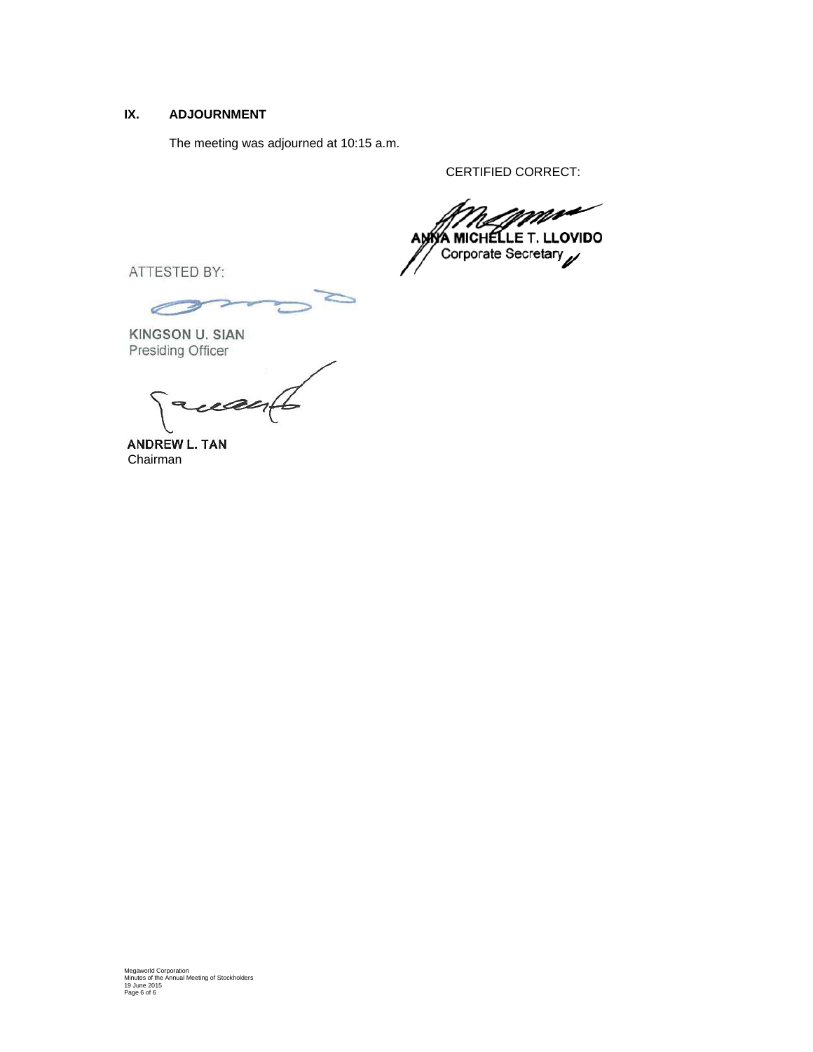## IX. ADJOURNMENT

The meeting was adjourned at 10:15 a.m.

CERTIFIED CORRECT:

**ANNA MICHELLE T. LLOVIDO**
Corporate Secretary

ATTESTED BY:

**KINGSON U. SIAN**
Presiding Officer

**ANDREW L. TAN**
Chairman